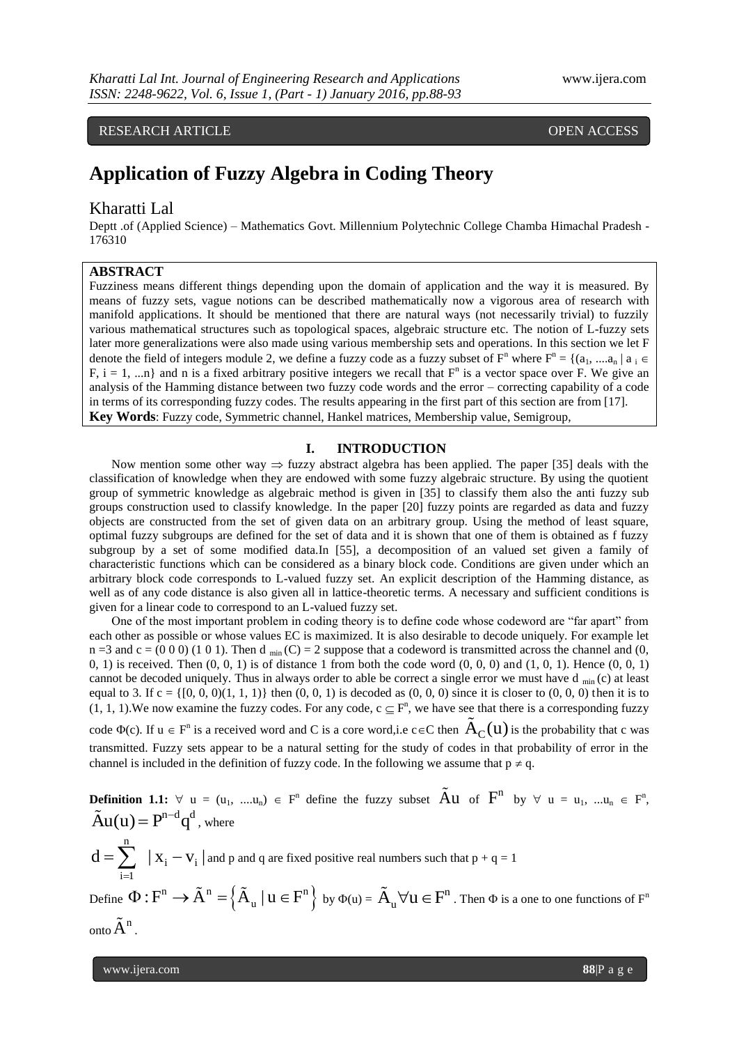RESEARCH ARTICLE OPEN ACCESS

# Application of Fuzzy Algebra in Coding Theory

Kharatti Lal

Deptt .of (Applied Science) – Mathematics Govt. Millennium Polytechnic College Chamba Himachal Pradesh - 176310

## ABSTRACT

Fuzziness means different things depending upon the domain of application and the way it is measured. By means of fuzzy sets, vague notions can be described mathematically now a vigorous area of research with manifold applications. It should be mentioned that there are natural ways (not necessarily trivial) to fuzzily various mathematical structures such as topological spaces, algebraic structure etc. The notion of L-fuzzy sets later more generalizations were also made using various membership sets and operations. In this section we let F denote the field of integers module 2, we define a fuzzy code as a fuzzy subset of $F^n$ where $F^n = \{(a_1, ....a_n \mid a_i \in F, i = 1, ...n\}$ and n is a fixed arbitrary positive integers we recall that $F^n$ is a vector space over F. We give an analysis of the Hamming distance between two fuzzy code words and the error – correcting capability of a code in terms of its corresponding fuzzy codes. The results appearing in the first part of this section are from [17].

**Key Words**: Fuzzy code, Symmetric channel, Hankel matrices, Membership value, Semigroup,

## I. INTRODUCTION

Now mention some other way $\Rightarrow$ fuzzy abstract algebra has been applied. The paper [35] deals with the classification of knowledge when they are endowed with some fuzzy algebraic structure. By using the quotient group of symmetric knowledge as algebraic method is given in [35] to classify them also the anti fuzzy sub groups construction used to classify knowledge. In the paper [20] fuzzy points are regarded as data and fuzzy objects are constructed from the set of given data on an arbitrary group. Using the method of least square, optimal fuzzy subgroups are defined for the set of data and it is shown that one of them is obtained as f fuzzy subgroup by a set of some modified data.In [55], a decomposition of an valued set given a family of characteristic functions which can be considered as a binary block code. Conditions are given under which an arbitrary block code corresponds to L-valued fuzzy set. An explicit description of the Hamming distance, as well as of any code distance is also given all in lattice-theoretic terms. A necessary and sufficient conditions is given for a linear code to correspond to an L-valued fuzzy set.

One of the most important problem in coding theory is to define code whose codeword are "far apart" from each other as possible or whose values EC is maximized. It is also desirable to decode uniquely. For example let n =3 and c = (0 0 0) (1 0 1). Then $d_{min}(C) = 2$ suppose that a codeword is transmitted across the channel and (0, 0, 1) is received. Then (0, 0, 1) is of distance 1 from both the code word (0, 0, 0) and (1, 0, 1). Hence (0, 0, 1) cannot be decoded uniquely. Thus in always order to able be correct a single error we must have $d_{min}(c)$ at least equal to 3. If c = {[0, 0, 0)(1, 1, 1)} then (0, 0, 1) is decoded as (0, 0, 0) since it is closer to (0, 0, 0) then it is to (1, 1, 1).We now examine the fuzzy codes. For any code, $c \subseteq F^n$, we have see that there is a corresponding fuzzy code $\Phi(c)$. If $u \in F^n$ is a received word and C is a core word,i.e $c \in C$ then $\tilde{A}_C(u)$ is the probability that c was transmitted. Fuzzy sets appear to be a natural setting for the study of codes in that probability of error in the channel is included in the definition of fuzzy code. In the following we assume that $p \neq q$.

**Definition 1.1:** $\forall$ $u = (u_1, ....u_n) \in F^n$ define the fuzzy subset $\tilde{A}u$ of $F^n$ by $\forall$ $u = u_1, ...u_n \in F^n$, $\tilde{A}u(u) = P^{n-d}q^d$, where

$d = \sum_{i=1}^{n} \mid x_i - v_i \mid$ and p and q are fixed positive real numbers such that p + q = 1

Define $\Phi : F^n \to \tilde{A}^n = \{\tilde{A}_u \mid u \in F^n\}$ by $\Phi(u) = \tilde{A}_u \forall u \in F^n$. Then $\Phi$ is a one to one functions of $F^n$ onto $\tilde{A}^n$.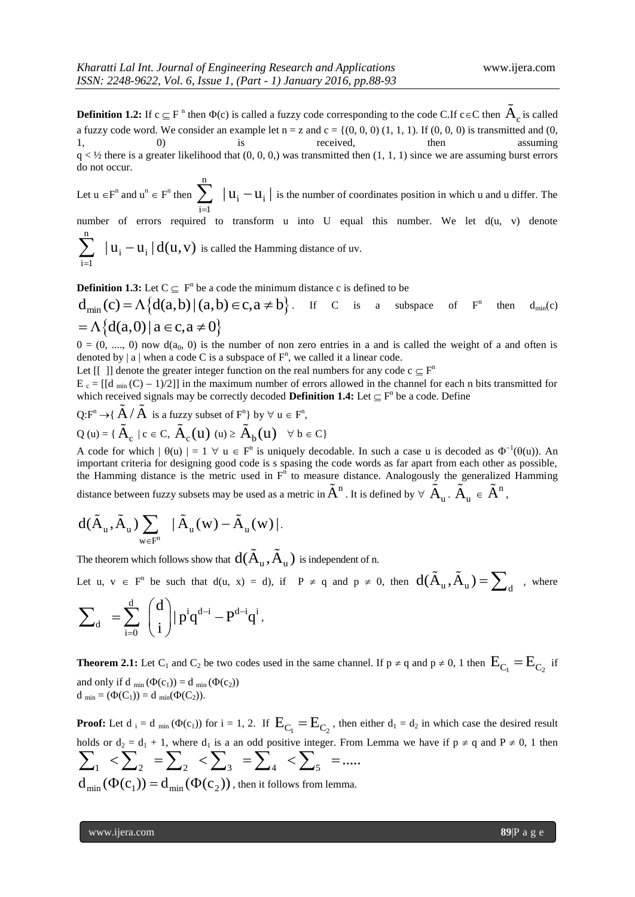**Definition 1.2:** If $c \subseteq F^n$ then $\Phi(c)$ is called a fuzzy code corresponding to the code C.If $c \in C$ then $\tilde{A}_c$ is called a fuzzy code word. We consider an example let n = z and c = {(0, 0, 0) (1, 1, 1). If (0, 0, 0) is transmitted and (0, 1, 0) is received, then assuming $q < ½$ there is a greater likelihood that (0, 0, 0,) was transmitted then (1, 1, 1) since we are assuming burst errors do not occur.

Let $u \in F^n$ and $u^n \in F^n$ then $\sum_{i=1}^{n} |u_i - u_i|$ is the number of coordinates position in which u and u differ. The number of errors required to transform u into U equal this number. We let d(u, v) denote $\sum_{i=1}^{n} |u_i - u_i| d(u, v)$ is called the Hamming distance of uv.

**Definition 1.3:** Let $C \subseteq F^n$ be a code the minimum distance c is defined to be $d_{min}(c) = \Lambda\{d(a,b) | (a,b) \in c, a \neq b\}$. If C is a subspace of $F^n$ then $d_{min}(c) = \Lambda\{d(a,0) | a \in c, a \neq 0\}$

$0 = (0, ...., 0)$ now $d(a_0, 0)$ is the number of non zero entries in a and is called the weight of a and often is denoted by | a | when a code C is a subspace of $F^n$, we called it a linear code.

Let [[ ]] denote the greater integer function on the real numbers for any code $c \subseteq F^n$

$E_c = [[d_{min}(C) - 1)/2]]$ in the maximum number of errors allowed in the channel for each n bits transmitted for which received signals may be correctly decoded **Definition 1.4:** Let $\subseteq F^n$ be a code. Define

$Q: F^n \to \{\tilde{A} / \tilde{A}$ is a fuzzy subset of $F^n\}$ by $\forall\ u \in F^n$,

$Q(u) = \{\tilde{A}_c \mid c \in C,\ \tilde{A}_c(u)\ (u) \geq \tilde{A}_b(u) \quad \forall\ b \in C\}$

A code for which $|\theta(u)| = 1\ \forall\ u \in F^n$ is uniquely decodable. In such a case u is decoded as $\Phi^{-1}(\theta(u))$. An important criteria for designing good code is s spasing the code words as far apart from each other as possible, the Hamming distance is the metric used in $F^n$ to measure distance. Analogously the generalized Hamming distance between fuzzy subsets may be used as a metric in $\tilde{A}^n$. It is defined by $\forall\ \tilde{A}_u . \tilde{A}_u \in \tilde{A}^n$,

$$d(\tilde{A}_u, \tilde{A}_u) \sum_{w \in F^n} |\tilde{A}_u(w) - \tilde{A}_u(w)|.$$

The theorem which follows show that $d(\tilde{A}_u, \tilde{A}_u)$ is independent of n.

Let $u, v \in F^n$ be such that $d(u, x) = d$), if $P \neq q$ and $p \neq 0$, then $d(\tilde{A}_u, \tilde{A}_u) = \sum_d$, where

$$\sum_d = \sum_{i=0}^{d} \binom{d}{i} | p^i q^{d-i} - P^{d-i} q^i,$$

**Theorem 2.1:** Let $C_1$ and $C_2$ be two codes used in the same channel. If $p \neq q$ and $p \neq 0$, 1 then $E_{C_1} = E_{C_2}$ if and only if $d_{min}(\Phi(c_1)) = d_{min}(\Phi(c_2))$

$d_{min} = (\Phi(C_1)) = d_{min}(\Phi(C_2))$.

**Proof:** Let $d_i = d_{min}(\Phi(c_1))$ for i = 1, 2. If $E_{C_1} = E_{C_2}$, then either $d_1 = d_2$ in which case the desired result holds or $d_2 = d_1 + 1$, where $d_1$ is a an odd positive integer. From Lemma we have if $p \neq q$ and $P \neq 0$, 1 then $\sum_1 < \sum_2 = \sum_2 < \sum_3 = \sum_4 < \sum_5 = .....$

$d_{min}(\Phi(c_1)) = d_{min}(\Phi(c_2))$, then it follows from lemma.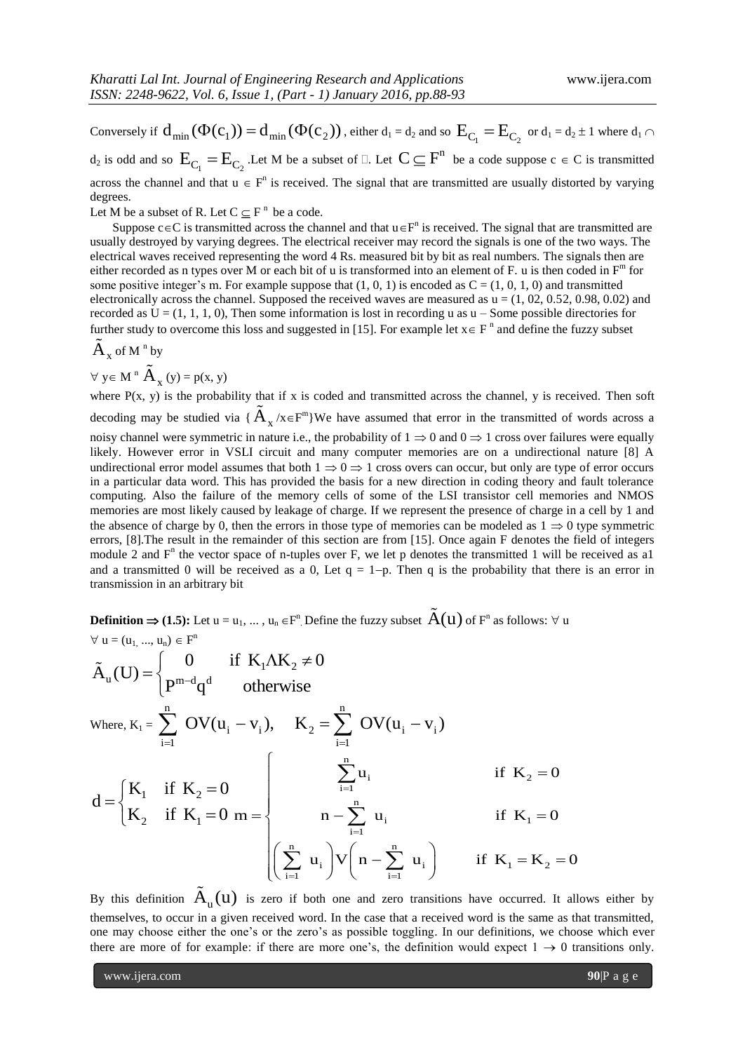Conversely if $d_{\min}(\Phi(c_1)) = d_{\min}(\Phi(c_2))$, either $d_1 = d_2$ and so $E_{C_1} = E_{C_2}$ or $d_1 = d_2 \pm 1$ where $d_1 \cap d_2$ is odd and so $E_{C_1} = E_{C_2}$. Let M be a subset of □. Let $C \subseteq F^n$ be a code suppose $c \in C$ is transmitted across the channel and that $u \in F^n$ is received. The signal that are transmitted are usually distorted by varying degrees.

Let M be a subset of R. Let $C \subseteq F^n$ be a code.

Suppose $c \in C$ is transmitted across the channel and that $u \in F^n$ is received. The signal that are transmitted are usually destroyed by varying degrees. The electrical receiver may record the signals is one of the two ways. The electrical waves received representing the word 4 Rs. measured bit by bit as real numbers. The signals then are either recorded as n types over M or each bit of u is transformed into an element of F. u is then coded in $F^m$ for some positive integer's m. For example suppose that (1, 0, 1) is encoded as C = (1, 0, 1, 0) and transmitted electronically across the channel. Supposed the received waves are measured as u = (1, 02, 0.52, 0.98, 0.02) and recorded as U = (1, 1, 1, 0), Then some information is lost in recording u as u – Some possible directories for further study to overcome this loss and suggested in [15]. For example let $x \in F^n$ and define the fuzzy subset $\tilde{A}_x$ of $M^n$ by

$\forall\, y \in M^n\ \tilde{A}_x(y) = p(x, y)$

where P(x, y) is the probability that if x is coded and transmitted across the channel, y is received. Then soft decoding may be studied via $\{\tilde{A}_x / x \in F^m\}$We have assumed that error in the transmitted of words across a noisy channel were symmetric in nature i.e., the probability of $1 \Rightarrow 0$ and $0 \Rightarrow 1$ cross over failures were equally likely. However error in VSLI circuit and many computer memories are on a undirectional nature [8] A undirectional error model assumes that both $1 \Rightarrow 0 \Rightarrow 1$ cross overs can occur, but only are type of error occurs in a particular data word. This has provided the basis for a new direction in coding theory and fault tolerance computing. Also the failure of the memory cells of some of the LSI transistor cell memories and NMOS memories are most likely caused by leakage of charge. If we represent the presence of charge in a cell by 1 and the absence of charge by 0, then the errors in those type of memories can be modeled as $1 \Rightarrow 0$ type symmetric errors, [8].The result in the remainder of this section are from [15]. Once again F denotes the field of integers module 2 and $F^n$ the vector space of n-tuples over F, we let p denotes the transmitted 1 will be received as a1 and a transmitted 0 will be received as a 0, Let $q = 1-p$. Then q is the probability that there is an error in transmission in an arbitrary bit

**Definition ⇒ (1.5):** Let $u = u_1, \ldots, u_n \in F^n$. Define the fuzzy subset $\tilde{A}(u)$ of $F^n$ as follows: ∀ u

$\forall\, u = (u_1, \ldots, u_n) \in F^n$

$$\tilde{A}_u(U) = \begin{cases} 0 & \text{if } K_1 \Lambda K_2 \neq 0 \\ P^{m-d} q^d & \text{otherwise} \end{cases}$$

Where, $K_1 = \sum_{i=1}^{n} OV(u_i - v_i), \quad K_2 = \sum_{i=1}^{n} OV(u_i - v_i)$

$$d = \begin{cases} K_1 & \text{if } K_2 = 0 \\ K_2 & \text{if } K_1 = 0 \end{cases} \quad m = \begin{cases} \sum_{i=1}^{n} u_i & \text{if } K_2 = 0 \\ n - \sum_{i=1}^{n} u_i & \text{if } K_1 = 0 \\ \left(\sum_{i=1}^{n} u_i\right) V \left(n - \sum_{i=1}^{n} u_i\right) & \text{if } K_1 = K_2 = 0 \end{cases}$$

By this definition $\tilde{A}_u(u)$ is zero if both one and zero transitions have occurred. It allows either by themselves, to occur in a given received word. In the case that a received word is the same as that transmitted, one may choose either the one's or the zero's as possible toggling. In our definitions, we choose which ever there are more of for example: if there are more one's, the definition would expect $1 \rightarrow 0$ transitions only.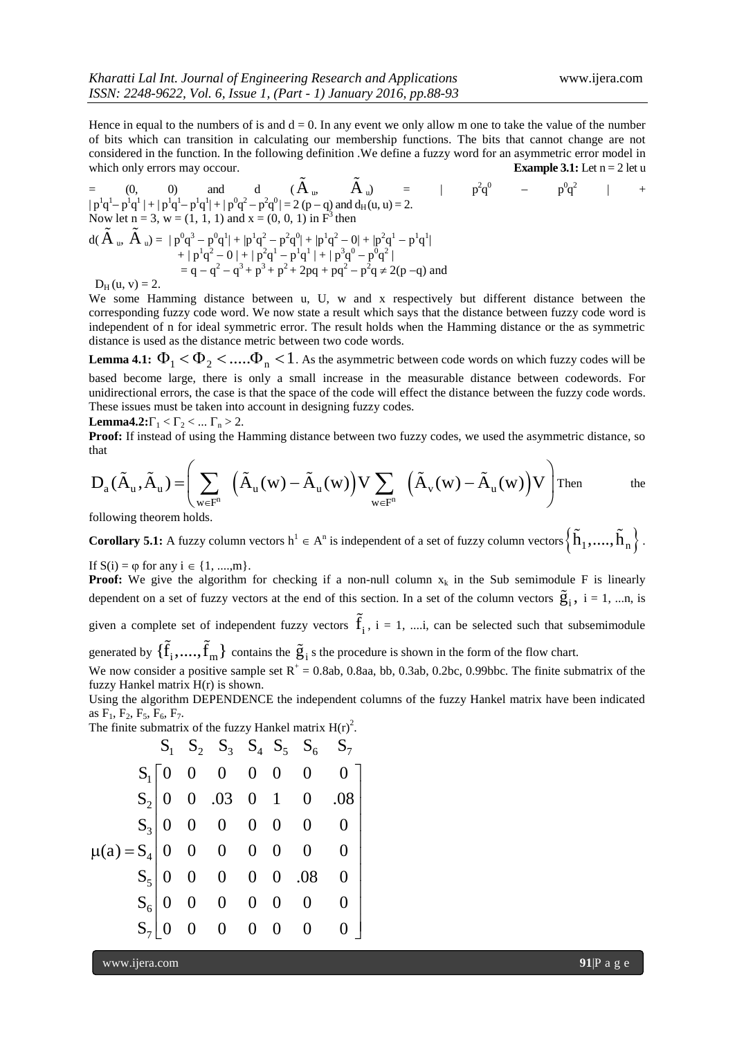Hence in equal to the numbers of is and d = 0. In any event we only allow m one to take the value of the number of bits which can transition in calculating our membership functions. The bits that cannot change are not considered in the function. In the following definition .We define a fuzzy word for an asymmetric error model in which only errors may occour. **Example 3.1:** Let n = 2 let u = (0, 0) and d $(\tilde{A}_u, \tilde{A}_u)$ = $| p^2q^0 - p^0q^2 | + | p^1q^1 - p^1q^1 | + | p^1q^1 - p^1q^1| + | p^0q^2 - p^2q^0 | = 2 (p - q)$ and $d_H(u, u) = 2$.

Now let n = 3, w = (1, 1, 1) and x = (0, 0, 1) in $F^3$ then

$$d(\tilde{A}_u, \tilde{A}_u) = | p^0q^3 - p^0q^1| + |p^1q^2 - p^2q^0| + |p^1q^2 - 0| + |p^2q^1 - p^1q^1| + | p^1q^2 - 0 | + | p^2q^1 - p^1q^1 | + | p^3q^0 - p^0q^2 |$$
$$= q - q^2 - q^3 + p^3 + p^2 + 2pq + pq^2 - p^2q \neq 2(p - q) \text{ and}$$

$D_H (u, v) = 2$.

We some Hamming distance between u, U, w and x respectively but different distance between the corresponding fuzzy code word. We now state a result which says that the distance between fuzzy code word is independent of n for ideal symmetric error. The result holds when the Hamming distance or the as symmetric distance is used as the distance metric between two code words.

**Lemma 4.1:** $\Phi_1 < \Phi_2 < .....\Phi_n < 1$. As the asymmetric between code words on which fuzzy codes will be based become large, there is only a small increase in the measurable distance between codewords. For unidirectional errors, the case is that the space of the code will effect the distance between the fuzzy code words. These issues must be taken into account in designing fuzzy codes.

**Lemma4.2:** $\Gamma_1 < \Gamma_2 < ... \Gamma_n > 2$.

**Proof:** If instead of using the Hamming distance between two fuzzy codes, we used the asymmetric distance, so that

$$D_a(\tilde{A}_u, \tilde{A}_u) = \left( \sum_{w \in F^n} \left( \tilde{A}_u(w) - \tilde{A}_u(w) \right) V \sum_{w \in F^n} \left( \tilde{A}_v(w) - \tilde{A}_u(w) \right) V \right)$$

Then the following theorem holds.

**Corollary 5.1:** A fuzzy column vectors $h^1 \in A^n$ is independent of a set of fuzzy column vectors $\left\{ \tilde{h}_1, ...., \tilde{h}_n \right\}$.

If $S(i) = \varphi$ for any $i \in \{1, ...., m\}$.

**Proof:** We give the algorithm for checking if a non-null column $x_k$ in the Sub semimodule F is linearly dependent on a set of fuzzy vectors at the end of this section. In a set of the column vectors $\tilde{g}_i$, i = 1, ...n, is given a complete set of independent fuzzy vectors $\tilde{f}_i$, i = 1, ....i, can be selected such that subsemimodule generated by $\{\tilde{f}_i, ...., \tilde{f}_m\}$ contains the $\tilde{g}_i$ s the procedure is shown in the form of the flow chart.

We now consider a positive sample set $R^+$ = 0.8ab, 0.8aa, bb, 0.3ab, 0.2bc, 0.99bbc. The finite submatrix of the fuzzy Hankel matrix H(r) is shown.

Using the algorithm DEPENDENCE the independent columns of the fuzzy Hankel matrix have been indicated as $F_1$, $F_2$, $F_5$, $F_6$, $F_7$.

The finite submatrix of the fuzzy Hankel matrix $H(r)^2$.

$$\mu(a) = \begin{array}{c} \\ S_1 \\ S_2 \\ S_3 \\ S_4 \\ S_5 \\ S_6 \\ S_7 \end{array} \begin{array}{c} \begin{array}{ccccccc} S_1 & S_2 & S_3 & S_4 & S_5 & S_6 & S_7 \end{array} \\ \begin{bmatrix} 0 & 0 & 0 & 0 & 0 & 0 & 0 \\ 0 & 0 & .03 & 0 & 1 & 0 & .08 \\ 0 & 0 & 0 & 0 & 0 & 0 & 0 \\ 0 & 0 & 0 & 0 & 0 & 0 & 0 \\ 0 & 0 & 0 & 0 & 0 & .08 & 0 \\ 0 & 0 & 0 & 0 & 0 & 0 & 0 \\ 0 & 0 & 0 & 0 & 0 & 0 & 0 \end{bmatrix} \end{array}$$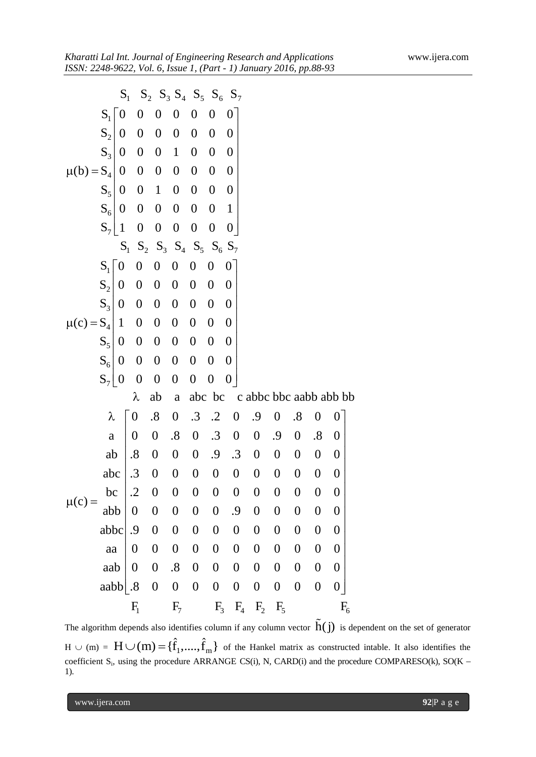$$
\mu(b) = \begin{array}{c} \\ S_1 \\ S_2 \\ S_3 \\ S_4 \\ S_5 \\ S_6 \\ S_7 \end{array}
\begin{array}{c}
\begin{array}{ccccccc} S_1 & S_2 & S_3 & S_4 & S_5 & S_6 & S_7 \end{array} \\
\begin{bmatrix}
0 & 0 & 0 & 0 & 0 & 0 & 0 \\
0 & 0 & 0 & 0 & 0 & 0 & 0 \\
0 & 0 & 0 & 1 & 0 & 0 & 0 \\
0 & 0 & 0 & 0 & 0 & 0 & 0 \\
0 & 0 & 1 & 0 & 0 & 0 & 0 \\
0 & 0 & 0 & 0 & 0 & 0 & 1 \\
1 & 0 & 0 & 0 & 0 & 0 & 0
\end{bmatrix}
\end{array}
$$

$$
\mu(c) = \begin{array}{c} \\ S_1 \\ S_2 \\ S_3 \\ S_4 \\ S_5 \\ S_6 \\ S_7 \end{array}
\begin{array}{c}
\begin{array}{ccccccc} S_1 & S_2 & S_3 & S_4 & S_5 & S_6 & S_7 \end{array} \\
\begin{bmatrix}
0 & 0 & 0 & 0 & 0 & 0 & 0 \\
0 & 0 & 0 & 0 & 0 & 0 & 0 \\
0 & 0 & 0 & 0 & 0 & 0 & 0 \\
1 & 0 & 0 & 0 & 0 & 0 & 0 \\
0 & 0 & 0 & 0 & 0 & 0 & 0 \\
0 & 0 & 0 & 0 & 0 & 0 & 0 \\
0 & 0 & 0 & 0 & 0 & 0 & 0
\end{bmatrix}
\end{array}
$$

$$
\mu(c) = \begin{array}{c} \\ \lambda \\ a \\ ab \\ abc \\ bc \\ abb \\ abbc \\ aa \\ aab \\ aabb \\ \end{array}
\begin{array}{c}
\begin{array}{ccccccccccc} \lambda & ab & a & abc & bc & c & abbc & bbc & aabb & abb & bb \end{array} \\
\begin{bmatrix}
0 & .8 & 0 & .3 & .2 & 0 & .9 & 0 & .8 & 0 & 0 \\
0 & 0 & .8 & 0 & .3 & 0 & 0 & .9 & 0 & .8 & 0 \\
.8 & 0 & 0 & 0 & .9 & .3 & 0 & 0 & 0 & 0 & 0 \\
.3 & 0 & 0 & 0 & 0 & 0 & 0 & 0 & 0 & 0 & 0 \\
.2 & 0 & 0 & 0 & 0 & 0 & 0 & 0 & 0 & 0 & 0 \\
0 & 0 & 0 & 0 & 0 & .9 & 0 & 0 & 0 & 0 & 0 \\
.9 & 0 & 0 & 0 & 0 & 0 & 0 & 0 & 0 & 0 & 0 \\
0 & 0 & 0 & 0 & 0 & 0 & 0 & 0 & 0 & 0 & 0 \\
0 & 0 & .8 & 0 & 0 & 0 & 0 & 0 & 0 & 0 & 0 \\
.8 & 0 & 0 & 0 & 0 & 0 & 0 & 0 & 0 & 0 & 0
\end{bmatrix} \\
\begin{array}{ccccccccccc} F_1 & & F_7 & & F_3 & F_4 & F_2 & F_5 & & & F_6 \end{array}
\end{array}
$$

The algorithm depends also identifies column if any column vector $\tilde{h}(j)$ is dependent on the set of generator H ∪ (m) = $H \cup (m) = \{\hat{f}_1, ...., \hat{f}_m\}$ of the Hankel matrix as constructed intable. It also identifies the coefficient $S_i$, using the procedure ARRANGE CS(i), N, CARD(i) and the procedure COMPARESO(k), SO(K – 1).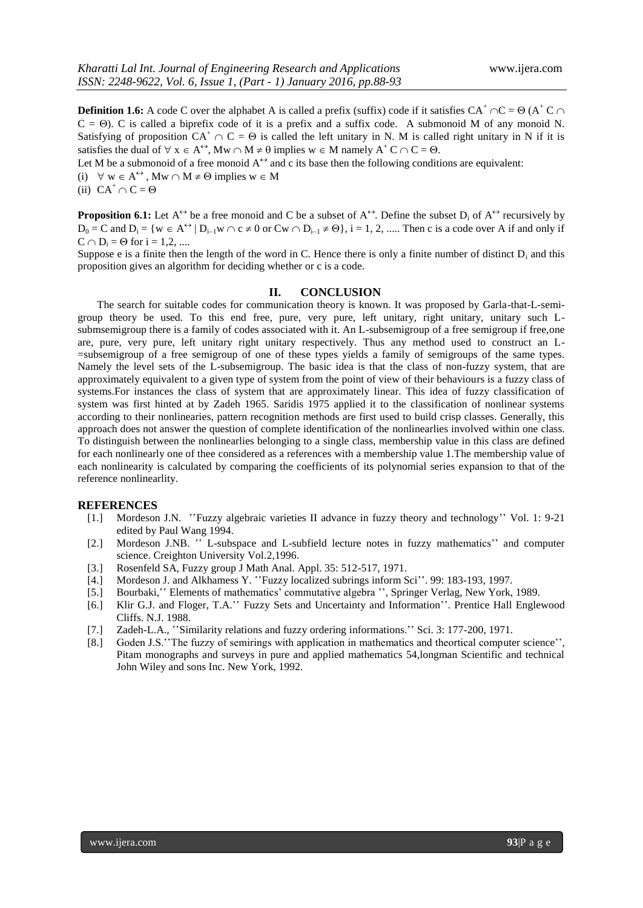**Definition 1.6:** A code C over the alphabet A is called a prefix (suffix) code if it satisfies $CA^+ \cap C = \Theta$ ($A^+ C \cap C = \Theta$). C is called a biprefix code of it is a prefix and a suffix code. A submonoid M of any monoid N. Satisfying of proposition $CA^+ \cap C = \Theta$ is called the left unitary in N. M is called right unitary in N if it is satisfies the dual of $\forall\ x \in A^{\leftrightarrow}$, $Mw \cap M \neq \theta$ implies $w \in M$ namely $A^+ C \cap C = \Theta$.

Let M be a submonoid of a free monoid $A^{\leftrightarrow}$ and c its base then the following conditions are equivalent:

(i) $\forall\ w \in A^{\leftrightarrow}$, $Mw \cap M \neq \Theta$ implies $w \in M$

(ii) $CA^+ \cap C = \Theta$

**Proposition 6.1:** Let $A^{\leftrightarrow}$ be a free monoid and C be a subset of $A^{\leftrightarrow}$. Define the subset $D_i$ of $A^{\leftrightarrow}$ recursively by $D_0 = C$ and $D_i = \{w \in A^{\leftrightarrow} \mid D_{i-1}w \cap c \neq 0 \text{ or } Cw \cap D_{i-1} \neq \Theta\}$, i = 1, 2, ..... Then c is a code over A if and only if $C \cap D_i = \Theta$ for i = 1,2, ....

Suppose e is a finite then the length of the word in C. Hence there is only a finite number of distinct $D_i$ and this proposition gives an algorithm for deciding whether or c is a code.

## II. CONCLUSION

The search for suitable codes for communication theory is known. It was proposed by Garla-that-L-semi-group theory be used. To this end free, pure, very pure, left unitary, right unitary, unitary such L-submsemigroup there is a family of codes associated with it. An L-subsemigroup of a free semigroup if free,one are, pure, very pure, left unitary right unitary respectively. Thus any method used to construct an L-=subsemigroup of a free semigroup of one of these types yields a family of semigroups of the same types. Namely the level sets of the L-subsemigroup. The basic idea is that the class of non-fuzzy system, that are approximately equivalent to a given type of system from the point of view of their behaviours is a fuzzy class of systems.For instances the class of system that are approximately linear. This idea of fuzzy classification of system was first hinted at by Zadeh 1965. Saridis 1975 applied it to the classification of nonlinear systems according to their nonlinearies, pattern recognition methods are first used to build crisp classes. Generally, this approach does not answer the question of complete identification of the nonlinearities involved within one class. To distinguish between the nonlinearlies belonging to a single class, membership value in this class are defined for each nonlinearly one of thee considered as a references with a membership value 1.The membership value of each nonlinearity is calculated by comparing the coefficients of its polynomial series expansion to that of the reference nonlinearlity.

## REFERENCES

[1.] Mordeson J.N. ''Fuzzy algebraic varieties II advance in fuzzy theory and technology'' Vol. 1: 9-21 edited by Paul Wang 1994.

[2.] Mordeson J.NB. '' L-subspace and L-subfield lecture notes in fuzzy mathematics'' and computer science. Creighton University Vol.2,1996.

[3.] Rosenfeld SA, Fuzzy group J Math Anal. Appl. 35: 512-517, 1971.

[4.] Mordeson J. and Alkhamess Y. ''Fuzzy localized subrings inform Sci''. 99: 183-193, 1997.

[5.] Bourbaki,'' Elements of mathematics' commutative algebra '', Springer Verlag, New York, 1989.

[6.] Klir G.J. and Floger, T.A.'' Fuzzy Sets and Uncertainty and Information''. Prentice Hall Englewood Cliffs. N.J. 1988.

[7.] Zadeh-L.A., ''Similarity relations and fuzzy ordering informations.'' Sci. 3: 177-200, 1971.

[8.] Goden J.S.''The fuzzy of semirings with application in mathematics and theortical computer science'', Pitam monographs and surveys in pure and applied mathematics 54,longman Scientific and technical John Wiley and sons Inc. New York, 1992.